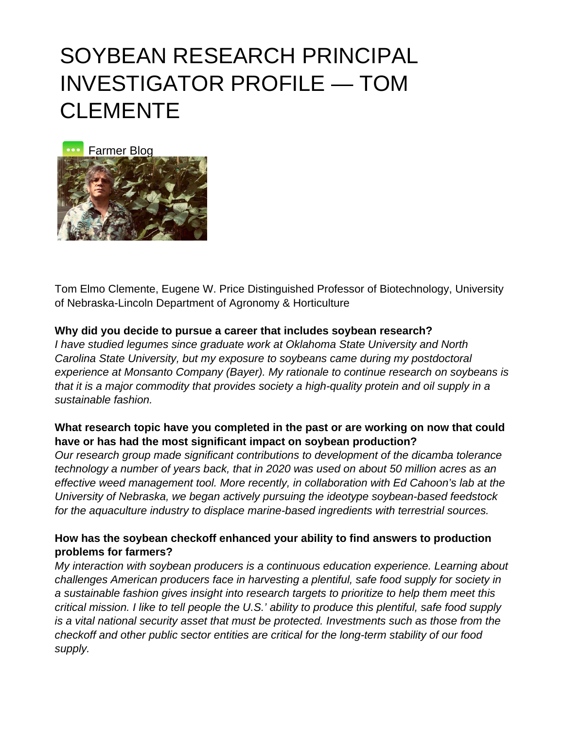# SOYBEAN RESEARCH PRINCIPAL INVESTIGATOR PROFILE — TOM CLEMENTE

Farmer Blog

Tom Elmo Clemente, Eugene W. Price Distinguished Professor of Biotechnology, University of Nebraska-Lincoln Department of Agronomy & Horticulture

**Why did you decide to pursue a career that includes soybean research?**

*I have studied legumes since graduate work at Oklahoma State University and North Carolina State University, but my exposure to soybeans came during my postdoctoral experience at Monsanto Company (Bayer). My rationale to continue research on soybeans is that it is a major commodity that provides society a high-quality protein and oil supply in a sustainable fashion.*

**What research topic have you completed in the past or are working on now that could have or has had the most significant impact on soybean production?**

*Our research group made significant contributions to development of the dicamba tolerance technology a number of years back, that in 2020 was used on about 50 million acres as an effective weed management tool. More recently, in collaboration with Ed Cahoon's lab at the University of Nebraska, we began actively pursuing the ideotype soybean-based feedstock for the aquaculture industry to displace marine-based ingredients with terrestrial sources.*

**How has the soybean checkoff enhanced your ability to find answers to production problems for farmers?**

*My interaction with soybean producers is a continuous education experience. Learning about challenges American producers face in harvesting a plentiful, safe food supply for society in a sustainable fashion gives insight into research targets to prioritize to help them meet this critical mission. I like to tell people the U.S.' ability to produce this plentiful, safe food supply is a vital national security asset that must be protected. Investments such as those from the checkoff and other public sector entities are critical for the long-term stability of our food supply.*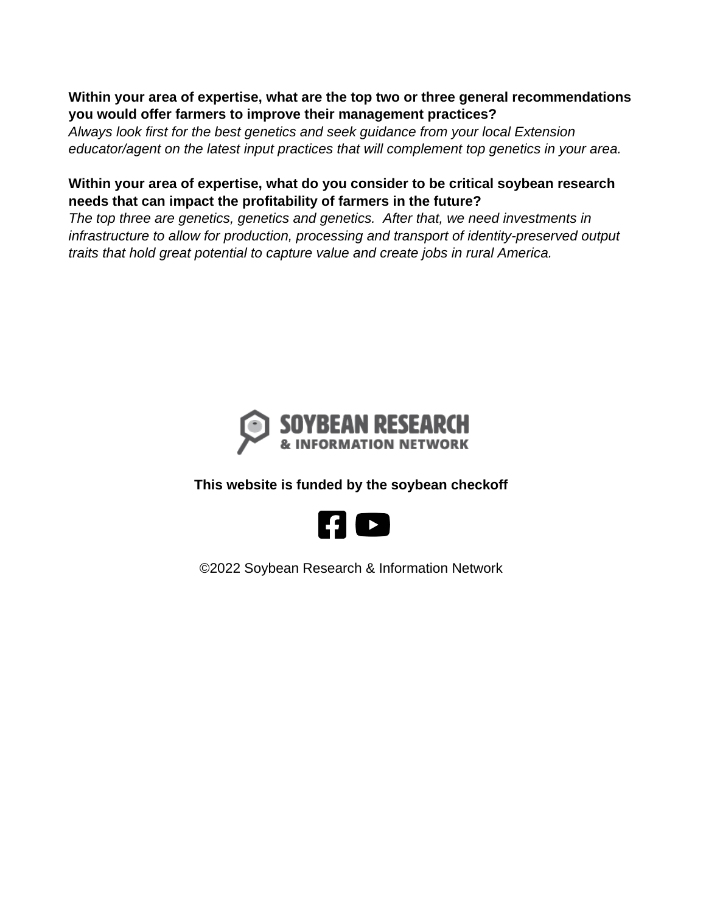**Within your area of expertise, what are the top two or three general recommendations you would offer farmers to improve their management practices?**

*Always look first for the best genetics and seek guidance from your local Extension educator/agent on the latest input practices that will complement top genetics in your area.*

**Within your area of expertise, what do you consider to be critical soybean research needs that can impact the profitability of farmers in the future?**

*The top three are genetics, genetics and genetics. After that, we need investments in infrastructure to allow for production, processing and transport of identity-preserved output traits that hold great potential to capture value and create jobs in rural America.*

SOYBEAN RESEARCH & INFORMATION NETWORK

**This website is funded by the soybean checkoff**

©2022 Soybean Research & Information Network